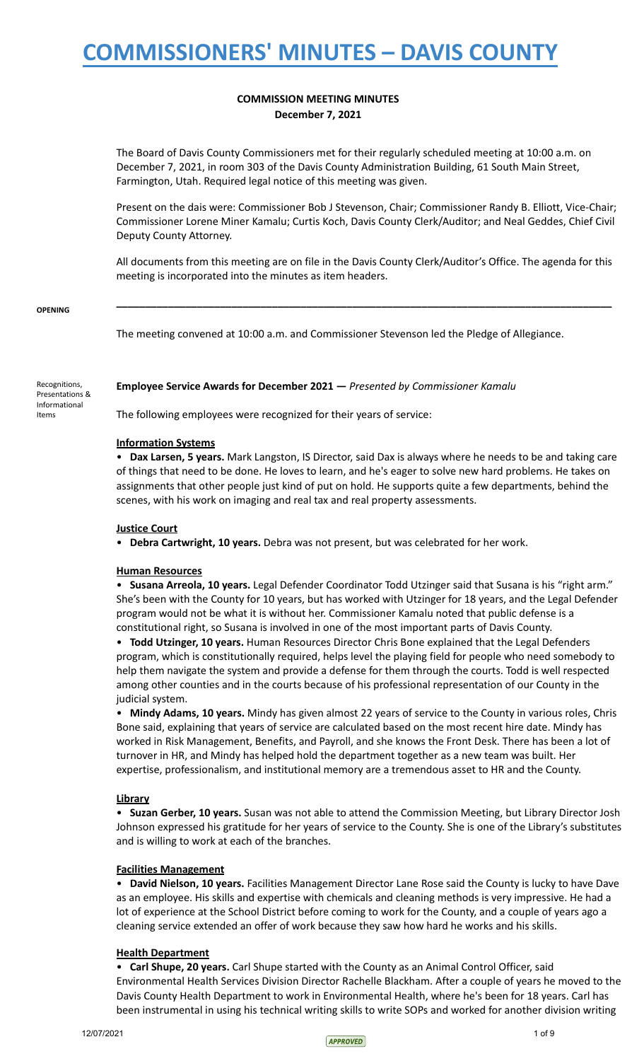# COMMISSIONERS' MINUTES – DAVIS COUNTY

## COMMISSION MEETING MINUTES
**December 7, 2021**

The Board of Davis County Commissioners met for their regularly scheduled meeting at 10:00 a.m. on December 7, 2021, in room 303 of the Davis County Administration Building, 61 South Main Street, Farmington, Utah. Required legal notice of this meeting was given.

Present on the dais were: Commissioner Bob J Stevenson, Chair; Commissioner Randy B. Elliott, Vice-Chair; Commissioner Lorene Miner Kamalu; Curtis Koch, Davis County Clerk/Auditor; and Neal Geddes, Chief Civil Deputy County Attorney.

All documents from this meeting are on file in the Davis County Clerk/Auditor's Office. The agenda for this meeting is incorporated into the minutes as item headers.

---

**OPENING**

The meeting convened at 10:00 a.m. and Commissioner Stevenson led the Pledge of Allegiance.

Recognitions, Presentations & Informational Items

**Employee Service Awards for December 2021 —** *Presented by Commissioner Kamalu*

The following employees were recognized for their years of service:

**Information Systems**

- **Dax Larsen, 5 years.** Mark Langston, IS Director, said Dax is always where he needs to be and taking care of things that need to be done. He loves to learn, and he's eager to solve new hard problems. He takes on assignments that other people just kind of put on hold. He supports quite a few departments, behind the scenes, with his work on imaging and real tax and real property assessments.

**Justice Court**

- **Debra Cartwright, 10 years.** Debra was not present, but was celebrated for her work.

**Human Resources**

- **Susana Arreola, 10 years.** Legal Defender Coordinator Todd Utzinger said that Susana is his "right arm." She's been with the County for 10 years, but has worked with Utzinger for 18 years, and the Legal Defender program would not be what it is without her. Commissioner Kamalu noted that public defense is a constitutional right, so Susana is involved in one of the most important parts of Davis County.
- **Todd Utzinger, 10 years.** Human Resources Director Chris Bone explained that the Legal Defenders program, which is constitutionally required, helps level the playing field for people who need somebody to help them navigate the system and provide a defense for them through the courts. Todd is well respected among other counties and in the courts because of his professional representation of our County in the judicial system.
- **Mindy Adams, 10 years.** Mindy has given almost 22 years of service to the County in various roles, Chris Bone said, explaining that years of service are calculated based on the most recent hire date. Mindy has worked in Risk Management, Benefits, and Payroll, and she knows the Front Desk. There has been a lot of turnover in HR, and Mindy has helped hold the department together as a new team was built. Her expertise, professionalism, and institutional memory are a tremendous asset to HR and the County.

**Library**

- **Suzan Gerber, 10 years.** Susan was not able to attend the Commission Meeting, but Library Director Josh Johnson expressed his gratitude for her years of service to the County. She is one of the Library's substitutes and is willing to work at each of the branches.

**Facilities Management**

- **David Nielson, 10 years.** Facilities Management Director Lane Rose said the County is lucky to have Dave as an employee. His skills and expertise with chemicals and cleaning methods is very impressive. He had a lot of experience at the School District before coming to work for the County, and a couple of years ago a cleaning service extended an offer of work because they saw how hard he works and his skills.

**Health Department**

- **Carl Shupe, 20 years.** Carl Shupe started with the County as an Animal Control Officer, said Environmental Health Services Division Director Rachelle Blackham. After a couple of years he moved to the Davis County Health Department to work in Environmental Health, where he's been for 18 years. Carl has been instrumental in using his technical writing skills to write SOPs and worked for another division writing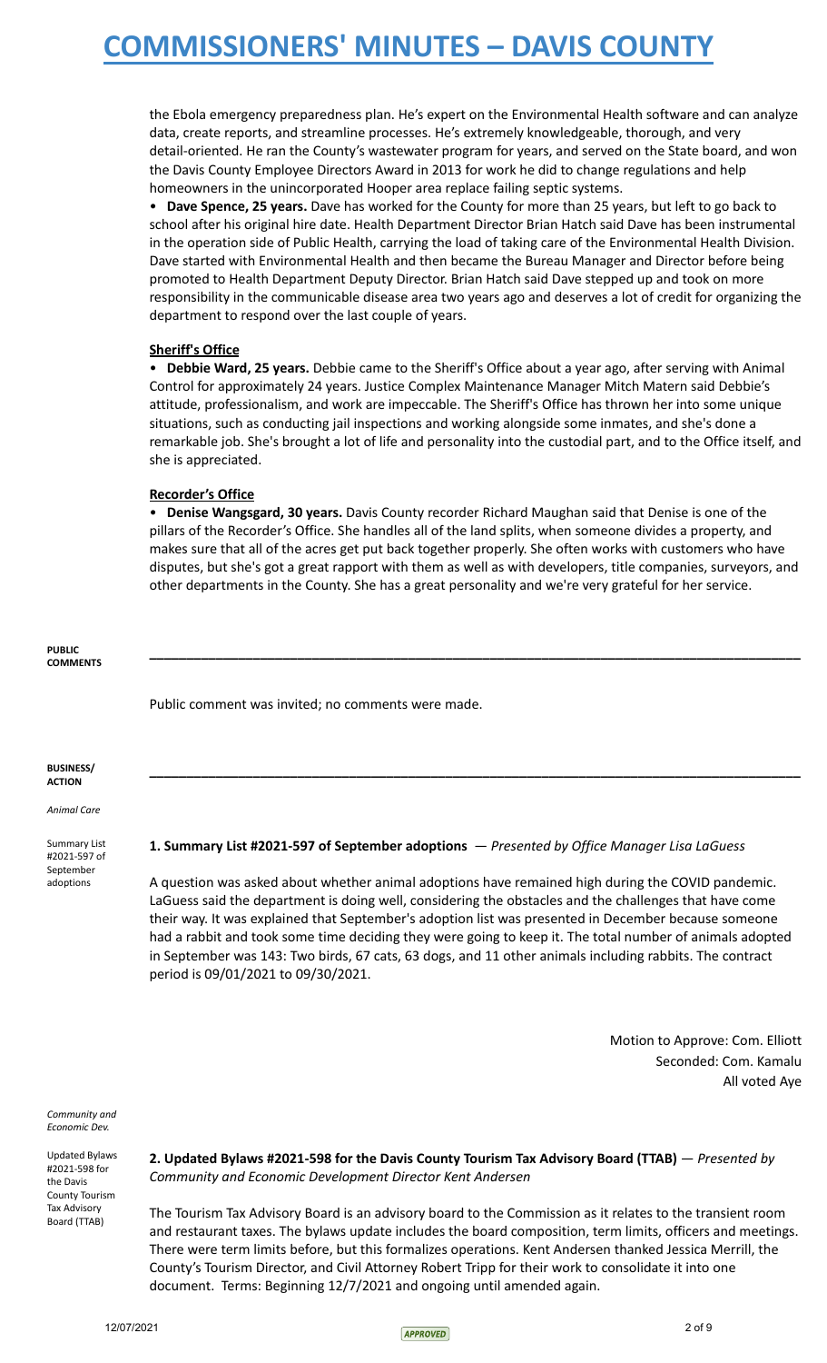the Ebola emergency preparedness plan. He's expert on the Environmental Health software and can analyze data, create reports, and streamline processes. He's extremely knowledgeable, thorough, and very detail-oriented. He ran the County's wastewater program for years, and served on the State board, and won the Davis County Employee Directors Award in 2013 for work he did to change regulations and help homeowners in the unincorporated Hooper area replace failing septic systems.

• **Dave Spence, 25 years.** Dave has worked for the County for more than 25 years, but left to go back to school after his original hire date. Health Department Director Brian Hatch said Dave has been instrumental in the operation side of Public Health, carrying the load of taking care of the Environmental Health Division. Dave started with Environmental Health and then became the Bureau Manager and Director before being promoted to Health Department Deputy Director. Brian Hatch said Dave stepped up and took on more responsibility in the communicable disease area two years ago and deserves a lot of credit for organizing the department to respond over the last couple of years.

**Sheriff's Office**

• **Debbie Ward, 25 years.** Debbie came to the Sheriff's Office about a year ago, after serving with Animal Control for approximately 24 years. Justice Complex Maintenance Manager Mitch Matern said Debbie's attitude, professionalism, and work are impeccable. The Sheriff's Office has thrown her into some unique situations, such as conducting jail inspections and working alongside some inmates, and she's done a remarkable job. She's brought a lot of life and personality into the custodial part, and to the Office itself, and she is appreciated.

**Recorder's Office**

• **Denise Wangsgard, 30 years.** Davis County recorder Richard Maughan said that Denise is one of the pillars of the Recorder's Office. She handles all of the land splits, when someone divides a property, and makes sure that all of the acres get put back together properly. She often works with customers who have disputes, but she's got a great rapport with them as well as with developers, title companies, surveyors, and other departments in the County. She has a great personality and we're very grateful for her service.

**PUBLIC COMMENTS**

Public comment was invited; no comments were made.

**BUSINESS/ ACTION**

*Animal Care*

Summary List #2021-597 of September adoptions

**1. Summary List #2021-597 of September adoptions** — *Presented by Office Manager Lisa LaGuess*

A question was asked about whether animal adoptions have remained high during the COVID pandemic. LaGuess said the department is doing well, considering the obstacles and the challenges that have come their way. It was explained that September's adoption list was presented in December because someone had a rabbit and took some time deciding they were going to keep it. The total number of animals adopted in September was 143: Two birds, 67 cats, 63 dogs, and 11 other animals including rabbits. The contract period is 09/01/2021 to 09/30/2021.

Motion to Approve: Com. Elliott
Seconded: Com. Kamalu
All voted Aye

*Community and Economic Dev.*

Updated Bylaws #2021-598 for the Davis County Tourism Tax Advisory Board (TTAB)

**2. Updated Bylaws #2021-598 for the Davis County Tourism Tax Advisory Board (TTAB)** — *Presented by Community and Economic Development Director Kent Andersen*

The Tourism Tax Advisory Board is an advisory board to the Commission as it relates to the transient room and restaurant taxes. The bylaws update includes the board composition, term limits, officers and meetings. There were term limits before, but this formalizes operations. Kent Andersen thanked Jessica Merrill, the County's Tourism Director, and Civil Attorney Robert Tripp for their work to consolidate it into one document. Terms: Beginning 12/7/2021 and ongoing until amended again.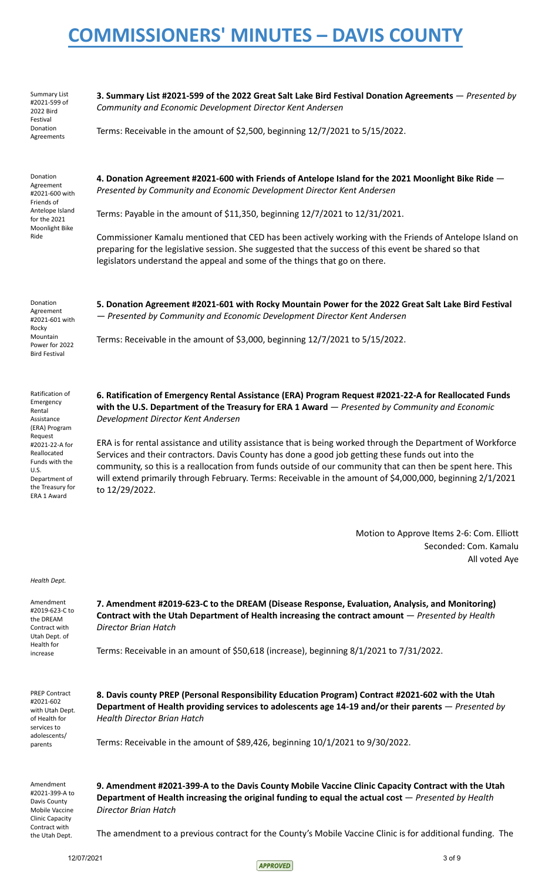# COMMISSIONERS' MINUTES – DAVIS COUNTY

Summary List #2021-599 of 2022 Bird Festival Donation Agreements

**3. Summary List #2021-599 of the 2022 Great Salt Lake Bird Festival Donation Agreements** — *Presented by Community and Economic Development Director Kent Andersen*

Terms: Receivable in the amount of $2,500, beginning 12/7/2021 to 5/15/2022.

Donation Agreement #2021-600 with Friends of Antelope Island for the 2021 Moonlight Bike Ride

**4. Donation Agreement #2021-600 with Friends of Antelope Island for the 2021 Moonlight Bike Ride** — *Presented by Community and Economic Development Director Kent Andersen*

Terms: Payable in the amount of $11,350, beginning 12/7/2021 to 12/31/2021.

Commissioner Kamalu mentioned that CED has been actively working with the Friends of Antelope Island on preparing for the legislative session. She suggested that the success of this event be shared so that legislators understand the appeal and some of the things that go on there.

Donation Agreement #2021-601 with Rocky Mountain Power for 2022 Bird Festival

**5. Donation Agreement #2021-601 with Rocky Mountain Power for the 2022 Great Salt Lake Bird Festival** — *Presented by Community and Economic Development Director Kent Andersen*

Terms: Receivable in the amount of $3,000, beginning 12/7/2021 to 5/15/2022.

Ratification of Emergency Rental Assistance (ERA) Program Request #2021-22-A for Reallocated Funds with the U.S. Department of the Treasury for ERA 1 Award

**6. Ratification of Emergency Rental Assistance (ERA) Program Request #2021-22-A for Reallocated Funds with the U.S. Department of the Treasury for ERA 1 Award** — *Presented by Community and Economic Development Director Kent Andersen*

ERA is for rental assistance and utility assistance that is being worked through the Department of Workforce Services and their contractors. Davis County has done a good job getting these funds out into the community, so this is a reallocation from funds outside of our community that can then be spent here. This will extend primarily through February. Terms: Receivable in the amount of $4,000,000, beginning 2/1/2021 to 12/29/2022.

Motion to Approve Items 2-6: Com. Elliott
Seconded: Com. Kamalu
All voted Aye

*Health Dept.*

Amendment #2019-623-C to the DREAM Contract with Utah Dept. of Health for increase

**7. Amendment #2019-623-C to the DREAM (Disease Response, Evaluation, Analysis, and Monitoring) Contract with the Utah Department of Health increasing the contract amount** — *Presented by Health Director Brian Hatch*

Terms: Receivable in an amount of $50,618 (increase), beginning 8/1/2021 to 7/31/2022.

PREP Contract #2021-602 with Utah Dept. of Health for services to adolescents/parents

**8. Davis county PREP (Personal Responsibility Education Program) Contract #2021-602 with the Utah Department of Health providing services to adolescents age 14-19 and/or their parents** — *Presented by Health Director Brian Hatch*

Terms: Receivable in the amount of $89,426, beginning 10/1/2021 to 9/30/2022.

Amendment #2021-399-A to Davis County Mobile Vaccine Clinic Capacity Contract with the Utah Dept.

**9. Amendment #2021-399-A to the Davis County Mobile Vaccine Clinic Capacity Contract with the Utah Department of Health increasing the original funding to equal the actual cost** — *Presented by Health Director Brian Hatch*

The amendment to a previous contract for the County's Mobile Vaccine Clinic is for additional funding. The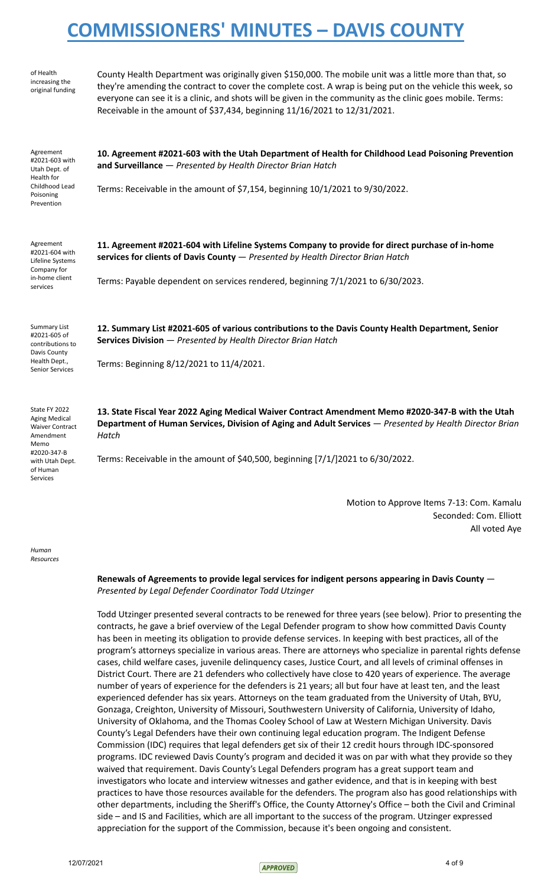of Health increasing the original funding

County Health Department was originally given $150,000. The mobile unit was a little more than that, so they're amending the contract to cover the complete cost. A wrap is being put on the vehicle this week, so everyone can see it is a clinic, and shots will be given in the community as the clinic goes mobile. Terms: Receivable in the amount of $37,434, beginning 11/16/2021 to 12/31/2021.

Agreement #2021-603 with Utah Dept. of Health for Childhood Lead Poisoning Prevention

**10. Agreement #2021-603 with the Utah Department of Health for Childhood Lead Poisoning Prevention and Surveillance** — *Presented by Health Director Brian Hatch*

Terms: Receivable in the amount of $7,154, beginning 10/1/2021 to 9/30/2022.

Agreement #2021-604 with Lifeline Systems Company for in-home client services

**11. Agreement #2021-604 with Lifeline Systems Company to provide for direct purchase of in-home services for clients of Davis County** — *Presented by Health Director Brian Hatch*

Terms: Payable dependent on services rendered, beginning 7/1/2021 to 6/30/2023.

Summary List #2021-605 of contributions to Davis County Health Dept., Senior Services

**12. Summary List #2021-605 of various contributions to the Davis County Health Department, Senior Services Division** — *Presented by Health Director Brian Hatch*

Terms: Beginning 8/12/2021 to 11/4/2021.

State FY 2022 Aging Medical Waiver Contract Amendment Memo #2020-347-B with Utah Dept. of Human Services

**13. State Fiscal Year 2022 Aging Medical Waiver Contract Amendment Memo #2020-347-B with the Utah Department of Human Services, Division of Aging and Adult Services** — *Presented by Health Director Brian Hatch*

Terms: Receivable in the amount of $40,500, beginning [7/1/]2021 to 6/30/2022.

Motion to Approve Items 7-13: Com. Kamalu
Seconded: Com. Elliott
All voted Aye

*Human Resources*

**Renewals of Agreements to provide legal services for indigent persons appearing in Davis County** — *Presented by Legal Defender Coordinator Todd Utzinger*

Todd Utzinger presented several contracts to be renewed for three years (see below). Prior to presenting the contracts, he gave a brief overview of the Legal Defender program to show how committed Davis County has been in meeting its obligation to provide defense services. In keeping with best practices, all of the program's attorneys specialize in various areas. There are attorneys who specialize in parental rights defense cases, child welfare cases, juvenile delinquency cases, Justice Court, and all levels of criminal offenses in District Court. There are 21 defenders who collectively have close to 420 years of experience. The average number of years of experience for the defenders is 21 years; all but four have at least ten, and the least experienced defender has six years. Attorneys on the team graduated from the University of Utah, BYU, Gonzaga, Creighton, University of Missouri, Southwestern University of California, University of Idaho, University of Oklahoma, and the Thomas Cooley School of Law at Western Michigan University. Davis County's Legal Defenders have their own continuing legal education program. The Indigent Defense Commission (IDC) requires that legal defenders get six of their 12 credit hours through IDC-sponsored programs. IDC reviewed Davis County's program and decided it was on par with what they provide so they waived that requirement. Davis County's Legal Defenders program has a great support team and investigators who locate and interview witnesses and gather evidence, and that is in keeping with best practices to have those resources available for the defenders. The program also has good relationships with other departments, including the Sheriff's Office, the County Attorney's Office – both the Civil and Criminal side – and IS and Facilities, which are all important to the success of the program. Utzinger expressed appreciation for the support of the Commission, because it's been ongoing and consistent.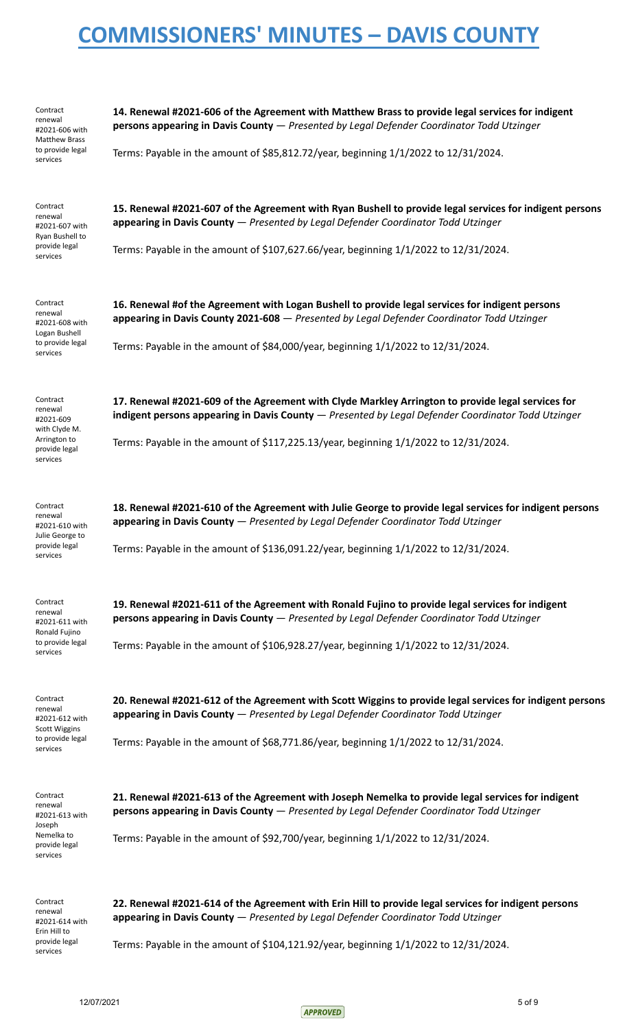# COMMISSIONERS' MINUTES – DAVIS COUNTY

Contract renewal #2021-606 with Matthew Brass to provide legal services

**14. Renewal #2021-606 of the Agreement with Matthew Brass to provide legal services for indigent persons appearing in Davis County** — *Presented by Legal Defender Coordinator Todd Utzinger*

Terms: Payable in the amount of $85,812.72/year, beginning 1/1/2022 to 12/31/2024.

Contract renewal #2021-607 with Ryan Bushell to provide legal services

**15. Renewal #2021-607 of the Agreement with Ryan Bushell to provide legal services for indigent persons appearing in Davis County** — *Presented by Legal Defender Coordinator Todd Utzinger*

Terms: Payable in the amount of $107,627.66/year, beginning 1/1/2022 to 12/31/2024.

Contract renewal #2021-608 with Logan Bushell to provide legal services

**16. Renewal #of the Agreement with Logan Bushell to provide legal services for indigent persons appearing in Davis County 2021-608** — *Presented by Legal Defender Coordinator Todd Utzinger*

Terms: Payable in the amount of $84,000/year, beginning 1/1/2022 to 12/31/2024.

Contract renewal #2021-609 with Clyde M. Arrington to provide legal services

**17. Renewal #2021-609 of the Agreement with Clyde Markley Arrington to provide legal services for indigent persons appearing in Davis County** — *Presented by Legal Defender Coordinator Todd Utzinger*

Terms: Payable in the amount of $117,225.13/year, beginning 1/1/2022 to 12/31/2024.

Contract renewal #2021-610 with Julie George to provide legal services

**18. Renewal #2021-610 of the Agreement with Julie George to provide legal services for indigent persons appearing in Davis County** — *Presented by Legal Defender Coordinator Todd Utzinger*

Terms: Payable in the amount of $136,091.22/year, beginning 1/1/2022 to 12/31/2024.

Contract renewal #2021-611 with Ronald Fujino to provide legal services

**19. Renewal #2021-611 of the Agreement with Ronald Fujino to provide legal services for indigent persons appearing in Davis County** — *Presented by Legal Defender Coordinator Todd Utzinger*

Terms: Payable in the amount of $106,928.27/year, beginning 1/1/2022 to 12/31/2024.

Contract renewal #2021-612 with Scott Wiggins to provide legal services

**20. Renewal #2021-612 of the Agreement with Scott Wiggins to provide legal services for indigent persons appearing in Davis County** — *Presented by Legal Defender Coordinator Todd Utzinger*

Terms: Payable in the amount of $68,771.86/year, beginning 1/1/2022 to 12/31/2024.

Contract renewal #2021-613 with Joseph Nemelka to provide legal services

**21. Renewal #2021-613 of the Agreement with Joseph Nemelka to provide legal services for indigent persons appearing in Davis County** — *Presented by Legal Defender Coordinator Todd Utzinger*

Terms: Payable in the amount of $92,700/year, beginning 1/1/2022 to 12/31/2024.

Contract renewal #2021-614 with Erin Hill to provide legal services

**22. Renewal #2021-614 of the Agreement with Erin Hill to provide legal services for indigent persons appearing in Davis County** — *Presented by Legal Defender Coordinator Todd Utzinger*

Terms: Payable in the amount of $104,121.92/year, beginning 1/1/2022 to 12/31/2024.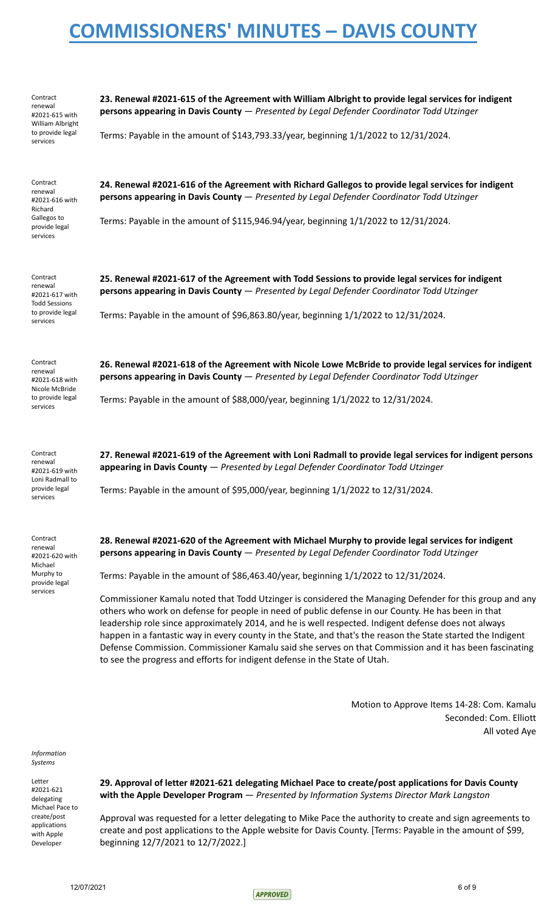Contract renewal #2021-615 with William Albright to provide legal services

**23. Renewal #2021-615 of the Agreement with William Albright to provide legal services for indigent persons appearing in Davis County** — *Presented by Legal Defender Coordinator Todd Utzinger*

Terms: Payable in the amount of $143,793.33/year, beginning 1/1/2022 to 12/31/2024.

Contract renewal #2021-616 with Richard Gallegos to provide legal services

**24. Renewal #2021-616 of the Agreement with Richard Gallegos to provide legal services for indigent persons appearing in Davis County** — *Presented by Legal Defender Coordinator Todd Utzinger*

Terms: Payable in the amount of $115,946.94/year, beginning 1/1/2022 to 12/31/2024.

Contract renewal #2021-617 with Todd Sessions to provide legal services

**25. Renewal #2021-617 of the Agreement with Todd Sessions to provide legal services for indigent persons appearing in Davis County** — *Presented by Legal Defender Coordinator Todd Utzinger*

Terms: Payable in the amount of $96,863.80/year, beginning 1/1/2022 to 12/31/2024.

Contract renewal #2021-618 with Nicole McBride to provide legal services

**26. Renewal #2021-618 of the Agreement with Nicole Lowe McBride to provide legal services for indigent persons appearing in Davis County** — *Presented by Legal Defender Coordinator Todd Utzinger*

Terms: Payable in the amount of $88,000/year, beginning 1/1/2022 to 12/31/2024.

Contract renewal #2021-619 with Loni Radmall to provide legal services

**27. Renewal #2021-619 of the Agreement with Loni Radmall to provide legal services for indigent persons appearing in Davis County** — *Presented by Legal Defender Coordinator Todd Utzinger*

Terms: Payable in the amount of $95,000/year, beginning 1/1/2022 to 12/31/2024.

Contract renewal #2021-620 with Michael Murphy to provide legal services

**28. Renewal #2021-620 of the Agreement with Michael Murphy to provide legal services for indigent persons appearing in Davis County** — *Presented by Legal Defender Coordinator Todd Utzinger*

Terms: Payable in the amount of $86,463.40/year, beginning 1/1/2022 to 12/31/2024.

Commissioner Kamalu noted that Todd Utzinger is considered the Managing Defender for this group and any others who work on defense for people in need of public defense in our County. He has been in that leadership role since approximately 2014, and he is well respected. Indigent defense does not always happen in a fantastic way in every county in the State, and that's the reason the State started the Indigent Defense Commission. Commissioner Kamalu said she serves on that Commission and it has been fascinating to see the progress and efforts for indigent defense in the State of Utah.

Motion to Approve Items 14-28: Com. Kamalu
Seconded: Com. Elliott
All voted Aye

*Information Systems*

Letter #2021-621 delegating Michael Pace to create/post applications with Apple Developer

**29. Approval of letter #2021-621 delegating Michael Pace to create/post applications for Davis County with the Apple Developer Program** — *Presented by Information Systems Director Mark Langston*

Approval was requested for a letter delegating to Mike Pace the authority to create and sign agreements to create and post applications to the Apple website for Davis County. [Terms: Payable in the amount of $99, beginning 12/7/2021 to 12/7/2022.]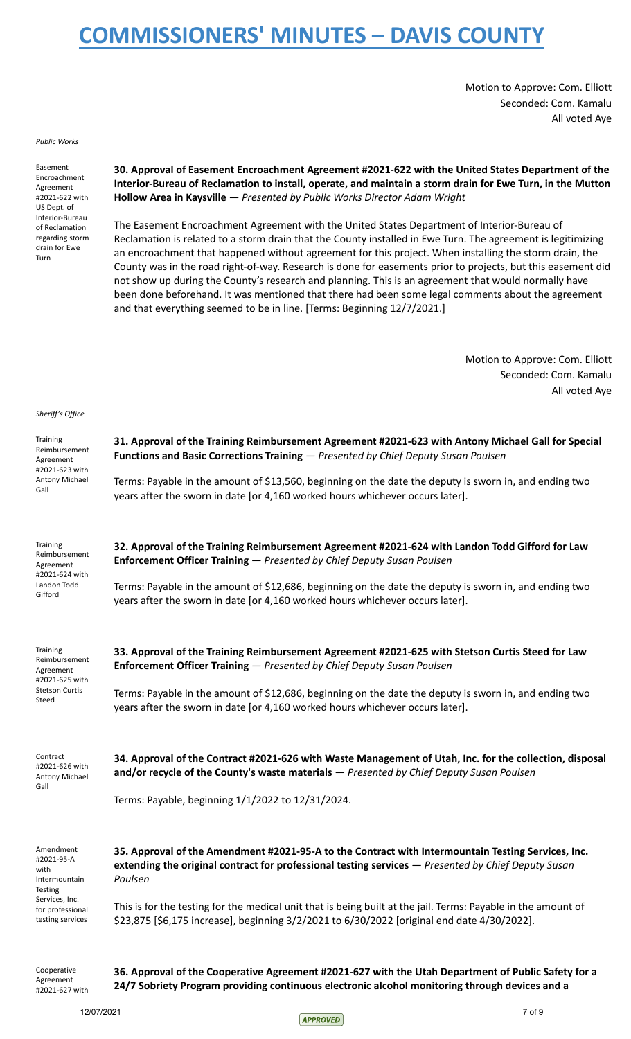Motion to Approve: Com. Elliott
Seconded: Com. Kamalu
All voted Aye

*Public Works*

Easement Encroachment Agreement #2021-622 with US Dept. of Interior-Bureau of Reclamation regarding storm drain for Ewe Turn

**30. Approval of Easement Encroachment Agreement #2021-622 with the United States Department of the Interior-Bureau of Reclamation to install, operate, and maintain a storm drain for Ewe Turn, in the Mutton Hollow Area in Kaysville** — *Presented by Public Works Director Adam Wright*

The Easement Encroachment Agreement with the United States Department of Interior-Bureau of Reclamation is related to a storm drain that the County installed in Ewe Turn. The agreement is legitimizing an encroachment that happened without agreement for this project. When installing the storm drain, the County was in the road right-of-way. Research is done for easements prior to projects, but this easement did not show up during the County's research and planning. This is an agreement that would normally have been done beforehand. It was mentioned that there had been some legal comments about the agreement and that everything seemed to be in line. [Terms: Beginning 12/7/2021.]

Motion to Approve: Com. Elliott
Seconded: Com. Kamalu
All voted Aye

*Sheriff's Office*

Training Reimbursement Agreement #2021-623 with Antony Michael Gall

**31. Approval of the Training Reimbursement Agreement #2021-623 with Antony Michael Gall for Special Functions and Basic Corrections Training** — *Presented by Chief Deputy Susan Poulsen*

Terms: Payable in the amount of $13,560, beginning on the date the deputy is sworn in, and ending two years after the sworn in date [or 4,160 worked hours whichever occurs later].

Training Reimbursement Agreement #2021-624 with Landon Todd Gifford

**32. Approval of the Training Reimbursement Agreement #2021-624 with Landon Todd Gifford for Law Enforcement Officer Training** — *Presented by Chief Deputy Susan Poulsen*

Terms: Payable in the amount of $12,686, beginning on the date the deputy is sworn in, and ending two years after the sworn in date [or 4,160 worked hours whichever occurs later].

Training Reimbursement Agreement #2021-625 with Stetson Curtis Steed

**33. Approval of the Training Reimbursement Agreement #2021-625 with Stetson Curtis Steed for Law Enforcement Officer Training** — *Presented by Chief Deputy Susan Poulsen*

Terms: Payable in the amount of $12,686, beginning on the date the deputy is sworn in, and ending two years after the sworn in date [or 4,160 worked hours whichever occurs later].

Contract #2021-626 with Antony Michael Gall

**34. Approval of the Contract #2021-626 with Waste Management of Utah, Inc. for the collection, disposal and/or recycle of the County's waste materials** — *Presented by Chief Deputy Susan Poulsen*

Terms: Payable, beginning 1/1/2022 to 12/31/2024.

Amendment #2021-95-A with Intermountain Testing Services, Inc. for professional testing services

**35. Approval of the Amendment #2021-95-A to the Contract with Intermountain Testing Services, Inc. extending the original contract for professional testing services** — *Presented by Chief Deputy Susan Poulsen*

This is for the testing for the medical unit that is being built at the jail. Terms: Payable in the amount of $23,875 [$6,175 increase], beginning 3/2/2021 to 6/30/2022 [original end date 4/30/2022].

Cooperative Agreement #2021-627 with

**36. Approval of the Cooperative Agreement #2021-627 with the Utah Department of Public Safety for a 24/7 Sobriety Program providing continuous electronic alcohol monitoring through devices and a**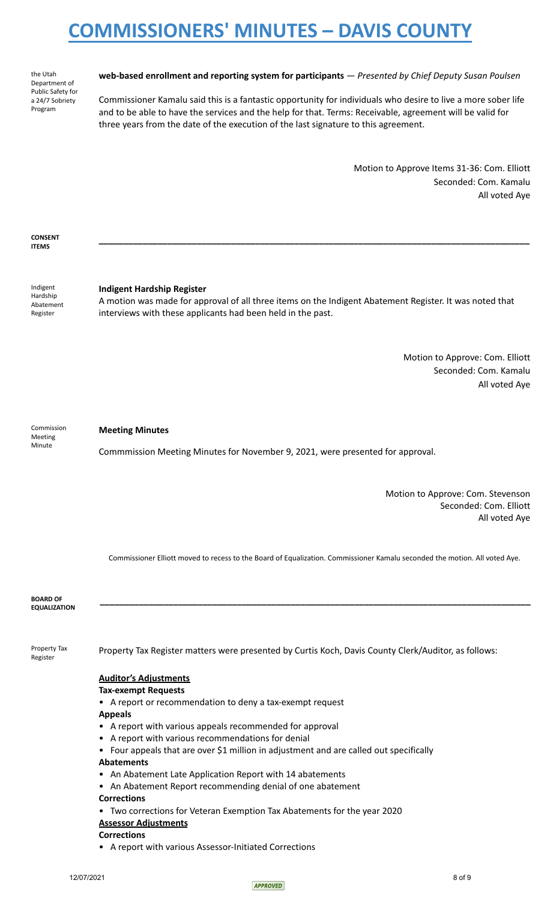the Utah Department of Public Safety for a 24/7 Sobriety Program

**web-based enrollment and reporting system for participants** — *Presented by Chief Deputy Susan Poulsen*

Commissioner Kamalu said this is a fantastic opportunity for individuals who desire to live a more sober life and to be able to have the services and the help for that. Terms: Receivable, agreement will be valid for three years from the date of the execution of the last signature to this agreement.

Motion to Approve Items 31-36: Com. Elliott
Seconded: Com. Kamalu
All voted Aye

**CONSENT ITEMS**

---

Indigent Hardship Abatement Register

**Indigent Hardship Register**

A motion was made for approval of all three items on the Indigent Abatement Register. It was noted that interviews with these applicants had been held in the past.

Motion to Approve: Com. Elliott
Seconded: Com. Kamalu
All voted Aye

Commission Meeting Minute

**Meeting Minutes**

Commmission Meeting Minutes for November 9, 2021, were presented for approval.

Motion to Approve: Com. Stevenson
Seconded: Com. Elliott
All voted Aye

Commissioner Elliott moved to recess to the Board of Equalization. Commissioner Kamalu seconded the motion. All voted Aye.

**BOARD OF EQUALIZATION**

---

Property Tax Register

Property Tax Register matters were presented by Curtis Koch, Davis County Clerk/Auditor, as follows:

**Auditor's Adjustments**

**Tax-exempt Requests**

- A report or recommendation to deny a tax-exempt request

**Appeals**

- A report with various appeals recommended for approval
- A report with various recommendations for denial
- Four appeals that are over $1 million in adjustment and are called out specifically

**Abatements**

- An Abatement Late Application Report with 14 abatements
- An Abatement Report recommending denial of one abatement

**Corrections**

- Two corrections for Veteran Exemption Tax Abatements for the year 2020

**Assessor Adjustments**

**Corrections**

- A report with various Assessor-Initiated Corrections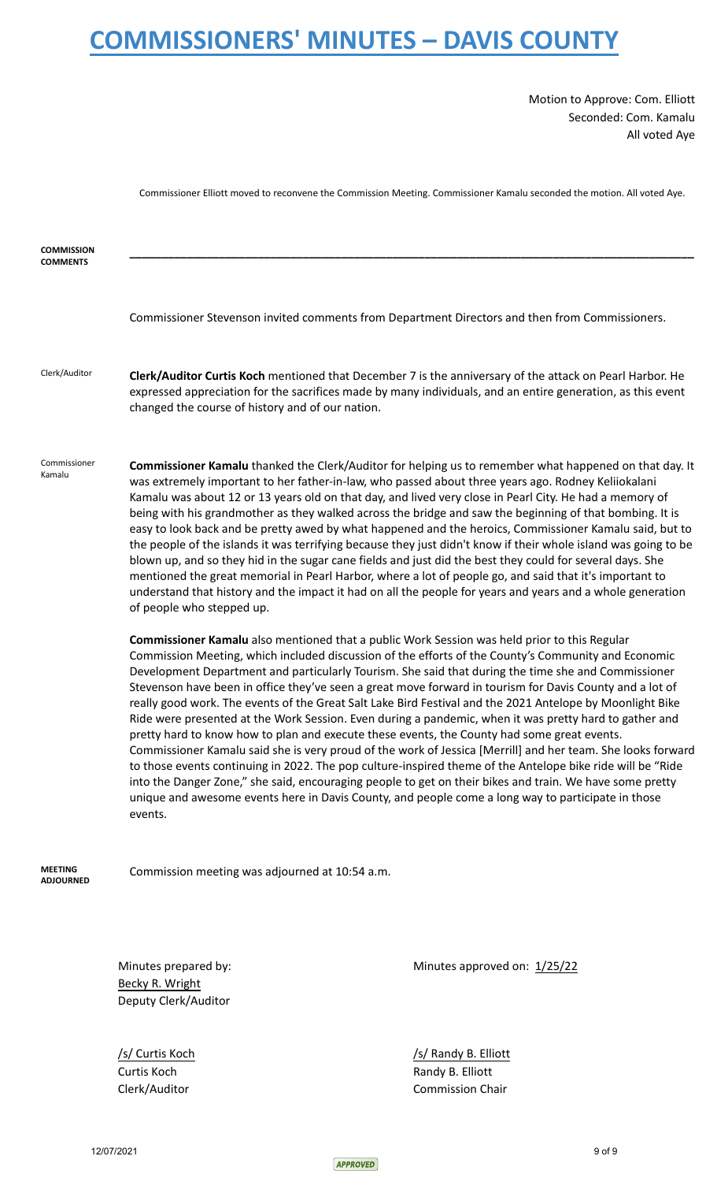Motion to Approve: Com. Elliott
Seconded: Com. Kamalu
All voted Aye

Commissioner Elliott moved to reconvene the Commission Meeting. Commissioner Kamalu seconded the motion. All voted Aye.

**COMMISSION COMMENTS**

---

Commissioner Stevenson invited comments from Department Directors and then from Commissioners.

Clerk/Auditor

**Clerk/Auditor Curtis Koch** mentioned that December 7 is the anniversary of the attack on Pearl Harbor. He expressed appreciation for the sacrifices made by many individuals, and an entire generation, as this event changed the course of history and of our nation.

Commissioner Kamalu

**Commissioner Kamalu** thanked the Clerk/Auditor for helping us to remember what happened on that day. It was extremely important to her father-in-law, who passed about three years ago. Rodney Keliiokalani Kamalu was about 12 or 13 years old on that day, and lived very close in Pearl City. He had a memory of being with his grandmother as they walked across the bridge and saw the beginning of that bombing. It is easy to look back and be pretty awed by what happened and the heroics, Commissioner Kamalu said, but to the people of the islands it was terrifying because they just didn't know if their whole island was going to be blown up, and so they hid in the sugar cane fields and just did the best they could for several days. She mentioned the great memorial in Pearl Harbor, where a lot of people go, and said that it's important to understand that history and the impact it had on all the people for years and years and a whole generation of people who stepped up.

**Commissioner Kamalu** also mentioned that a public Work Session was held prior to this Regular Commission Meeting, which included discussion of the efforts of the County's Community and Economic Development Department and particularly Tourism. She said that during the time she and Commissioner Stevenson have been in office they've seen a great move forward in tourism for Davis County and a lot of really good work. The events of the Great Salt Lake Bird Festival and the 2021 Antelope by Moonlight Bike Ride were presented at the Work Session. Even during a pandemic, when it was pretty hard to gather and pretty hard to know how to plan and execute these events, the County had some great events. Commissioner Kamalu said she is very proud of the work of Jessica [Merrill] and her team. She looks forward to those events continuing in 2022. The pop culture-inspired theme of the Antelope bike ride will be "Ride into the Danger Zone," she said, encouraging people to get on their bikes and train. We have some pretty unique and awesome events here in Davis County, and people come a long way to participate in those events.

**MEETING ADJOURNED**

Commission meeting was adjourned at 10:54 a.m.

Minutes prepared by:
Becky R. Wright
Deputy Clerk/Auditor

Minutes approved on: 1/25/22

/s/ Curtis Koch
Curtis Koch
Clerk/Auditor

/s/ Randy B. Elliott
Randy B. Elliott
Commission Chair

APPROVED